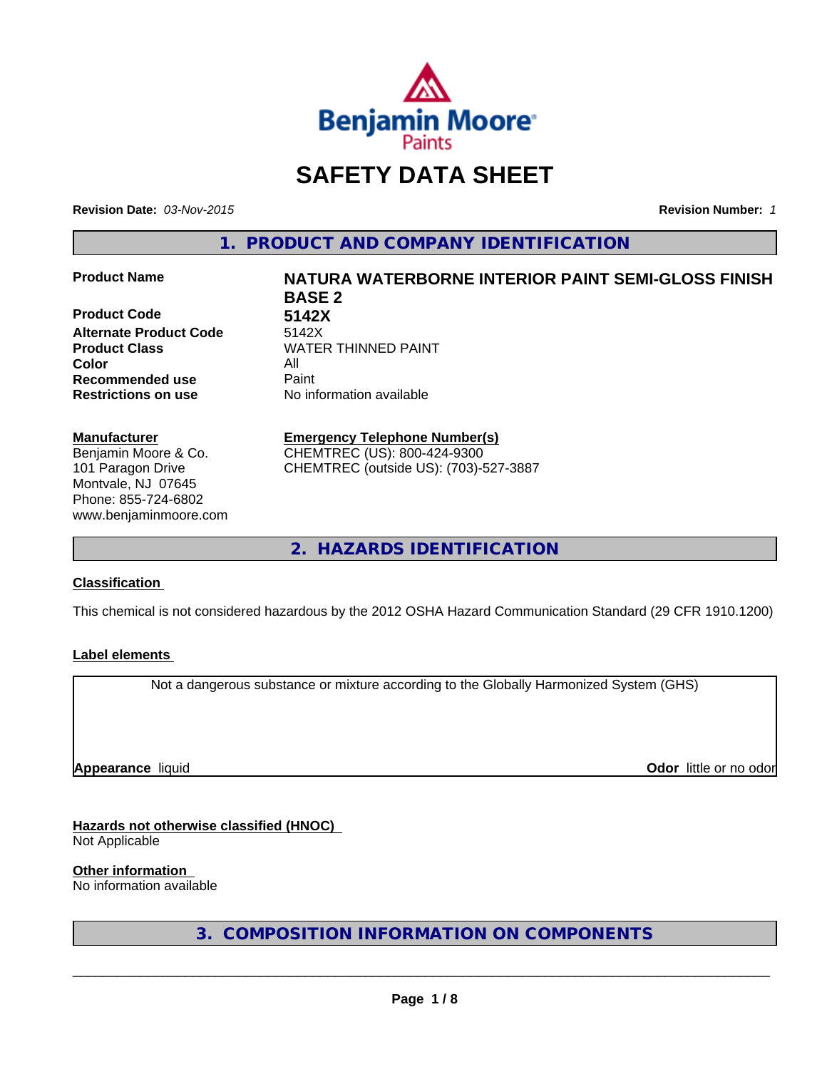Benjamin Moore Paints

# SAFETY DATA SHEET

**Revision Date:** *03-Nov-2015* **Revision Number:** *1*

## 1. PRODUCT AND COMPANY IDENTIFICATION

| | |
|---|---|
| **Product Name** | **NATURA WATERBORNE INTERIOR PAINT SEMI-GLOSS FINISH BASE 2** |
| **Product Code** | **5142X** |
| **Alternate Product Code** | 5142X |
| **Product Class** | WATER THINNED PAINT |
| **Color** | All |
| **Recommended use** | Paint |
| **Restrictions on use** | No information available |

**Manufacturer**
Benjamin Moore & Co.
101 Paragon Drive
Montvale, NJ 07645
Phone: 855-724-6802
www.benjaminmoore.com

**Emergency Telephone Number(s)**
CHEMTREC (US): 800-424-9300
CHEMTREC (outside US): (703)-527-3887

## 2. HAZARDS IDENTIFICATION

**Classification**

This chemical is not considered hazardous by the 2012 OSHA Hazard Communication Standard (29 CFR 1910.1200)

**Label elements**

Not a dangerous substance or mixture according to the Globally Harmonized System (GHS)

**Appearance** liquid **Odor** little or no odor

**Hazards not otherwise classified (HNOC)**
Not Applicable

**Other information**
No information available

## 3. COMPOSITION INFORMATION ON COMPONENTS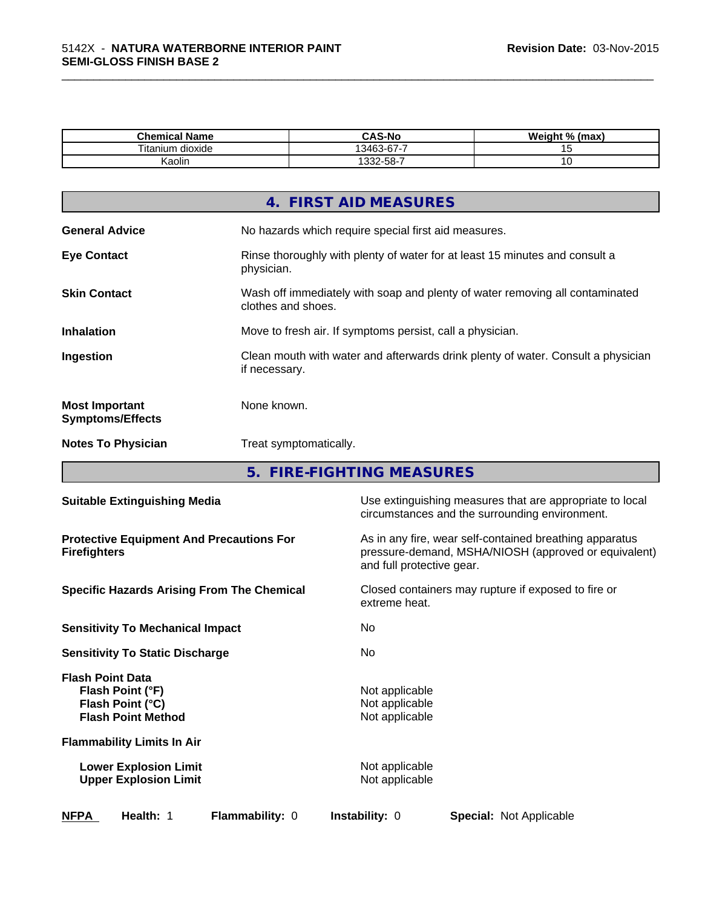| Chemical Name | CAS-No | Weight % (max) |
|---|---|---|
| Titanium dioxide | 13463-67-7 | 15 |
| Kaolin | 1332-58-7 | 10 |

## 4. FIRST AID MEASURES

**General Advice** No hazards which require special first aid measures.

**Eye Contact** Rinse thoroughly with plenty of water for at least 15 minutes and consult a physician.

**Skin Contact** Wash off immediately with soap and plenty of water removing all contaminated clothes and shoes.

**Inhalation** Move to fresh air. If symptoms persist, call a physician.

**Ingestion** Clean mouth with water and afterwards drink plenty of water. Consult a physician if necessary.

**Most Important Symptoms/Effects** None known.

**Notes To Physician** Treat symptomatically.

## 5. FIRE-FIGHTING MEASURES

**Suitable Extinguishing Media** Use extinguishing measures that are appropriate to local circumstances and the surrounding environment.

**Protective Equipment And Precautions For Firefighters** As in any fire, wear self-contained breathing apparatus pressure-demand, MSHA/NIOSH (approved or equivalent) and full protective gear.

**Specific Hazards Arising From The Chemical** Closed containers may rupture if exposed to fire or extreme heat.

**Sensitivity To Mechanical Impact** No

**Sensitivity To Static Discharge** No

**Flash Point Data**
**Flash Point (°F)** Not applicable
**Flash Point (°C)** Not applicable
**Flash Point Method** Not applicable

**Flammability Limits In Air**

**Lower Explosion Limit** Not applicable
**Upper Explosion Limit** Not applicable

**NFPA** **Health:** 1 **Flammability:** 0 **Instability:** 0 **Special:** Not Applicable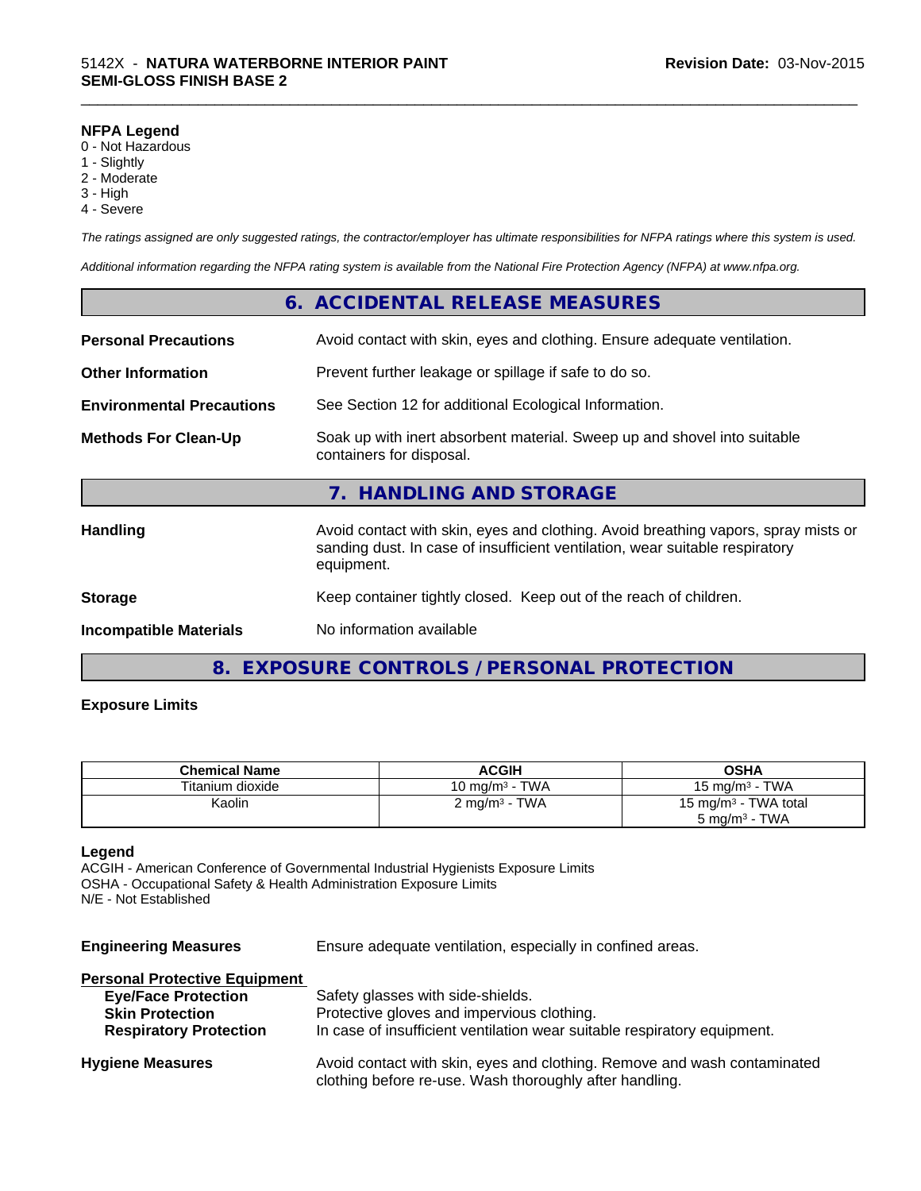**NFPA Legend**
0 - Not Hazardous
1 - Slightly
2 - Moderate
3 - High
4 - Severe

*The ratings assigned are only suggested ratings, the contractor/employer has ultimate responsibilities for NFPA ratings where this system is used.*

*Additional information regarding the NFPA rating system is available from the National Fire Protection Agency (NFPA) at www.nfpa.org.*

## 6. ACCIDENTAL RELEASE MEASURES

**Personal Precautions** Avoid contact with skin, eyes and clothing. Ensure adequate ventilation.

**Other Information** Prevent further leakage or spillage if safe to do so.

**Environmental Precautions** See Section 12 for additional Ecological Information.

**Methods For Clean-Up** Soak up with inert absorbent material. Sweep up and shovel into suitable containers for disposal.

## 7. HANDLING AND STORAGE

**Handling** Avoid contact with skin, eyes and clothing. Avoid breathing vapors, spray mists or sanding dust. In case of insufficient ventilation, wear suitable respiratory equipment.

**Storage** Keep container tightly closed. Keep out of the reach of children.

**Incompatible Materials** No information available

## 8. EXPOSURE CONTROLS / PERSONAL PROTECTION

**Exposure Limits**

| Chemical Name | ACGIH | OSHA |
|---|---|---|
| Titanium dioxide | 10 mg/m³ - TWA | 15 mg/m³ - TWA |
| Kaolin | 2 mg/m³ - TWA | 15 mg/m³ - TWA total<br>5 mg/m³ - TWA |

**Legend**
ACGIH - American Conference of Governmental Industrial Hygienists Exposure Limits
OSHA - Occupational Safety & Health Administration Exposure Limits
N/E - Not Established

**Engineering Measures** Ensure adequate ventilation, especially in confined areas.

**Personal Protective Equipment**
- **Eye/Face Protection** Safety glasses with side-shields.
- **Skin Protection** Protective gloves and impervious clothing.
- **Respiratory Protection** In case of insufficient ventilation wear suitable respiratory equipment.

**Hygiene Measures** Avoid contact with skin, eyes and clothing. Remove and wash contaminated clothing before re-use. Wash thoroughly after handling.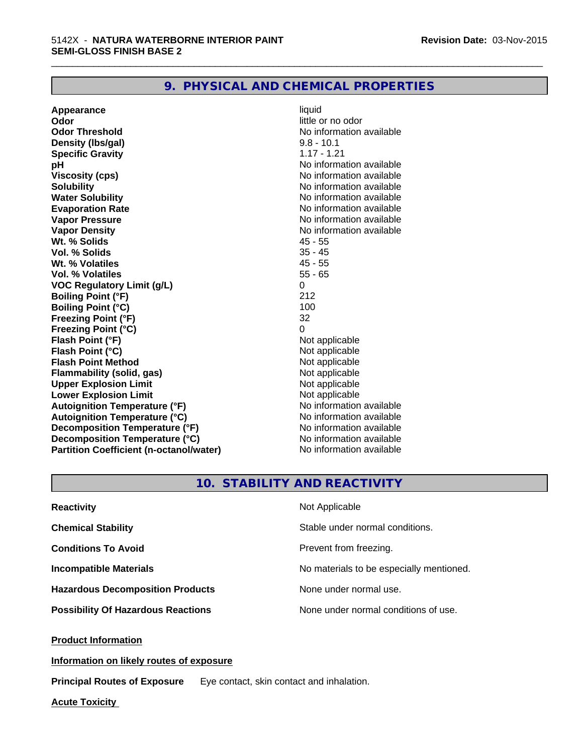## 9. PHYSICAL AND CHEMICAL PROPERTIES

| | |
|---|---|
| **Appearance** | liquid |
| **Odor** | little or no odor |
| **Odor Threshold** | No information available |
| **Density (lbs/gal)** | 9.8 - 10.1 |
| **Specific Gravity** | 1.17 - 1.21 |
| **pH** | No information available |
| **Viscosity (cps)** | No information available |
| **Solubility** | No information available |
| **Water Solubility** | No information available |
| **Evaporation Rate** | No information available |
| **Vapor Pressure** | No information available |
| **Vapor Density** | No information available |
| **Wt. % Solids** | 45 - 55 |
| **Vol. % Solids** | 35 - 45 |
| **Wt. % Volatiles** | 45 - 55 |
| **Vol. % Volatiles** | 55 - 65 |
| **VOC Regulatory Limit (g/L)** | 0 |
| **Boiling Point (°F)** | 212 |
| **Boiling Point (°C)** | 100 |
| **Freezing Point (°F)** | 32 |
| **Freezing Point (°C)** | 0 |
| **Flash Point (°F)** | Not applicable |
| **Flash Point (°C)** | Not applicable |
| **Flash Point Method** | Not applicable |
| **Flammability (solid, gas)** | Not applicable |
| **Upper Explosion Limit** | Not applicable |
| **Lower Explosion Limit** | Not applicable |
| **Autoignition Temperature (°F)** | No information available |
| **Autoignition Temperature (°C)** | No information available |
| **Decomposition Temperature (°F)** | No information available |
| **Decomposition Temperature (°C)** | No information available |
| **Partition Coefficient (n-octanol/water)** | No information available |

## 10. STABILITY AND REACTIVITY

| | |
|---|---|
| **Reactivity** | Not Applicable |
| **Chemical Stability** | Stable under normal conditions. |
| **Conditions To Avoid** | Prevent from freezing. |
| **Incompatible Materials** | No materials to be especially mentioned. |
| **Hazardous Decomposition Products** | None under normal use. |
| **Possibility Of Hazardous Reactions** | None under normal conditions of use. |

**Product Information**

**Information on likely routes of exposure**

**Principal Routes of Exposure** Eye contact, skin contact and inhalation.

**Acute Toxicity**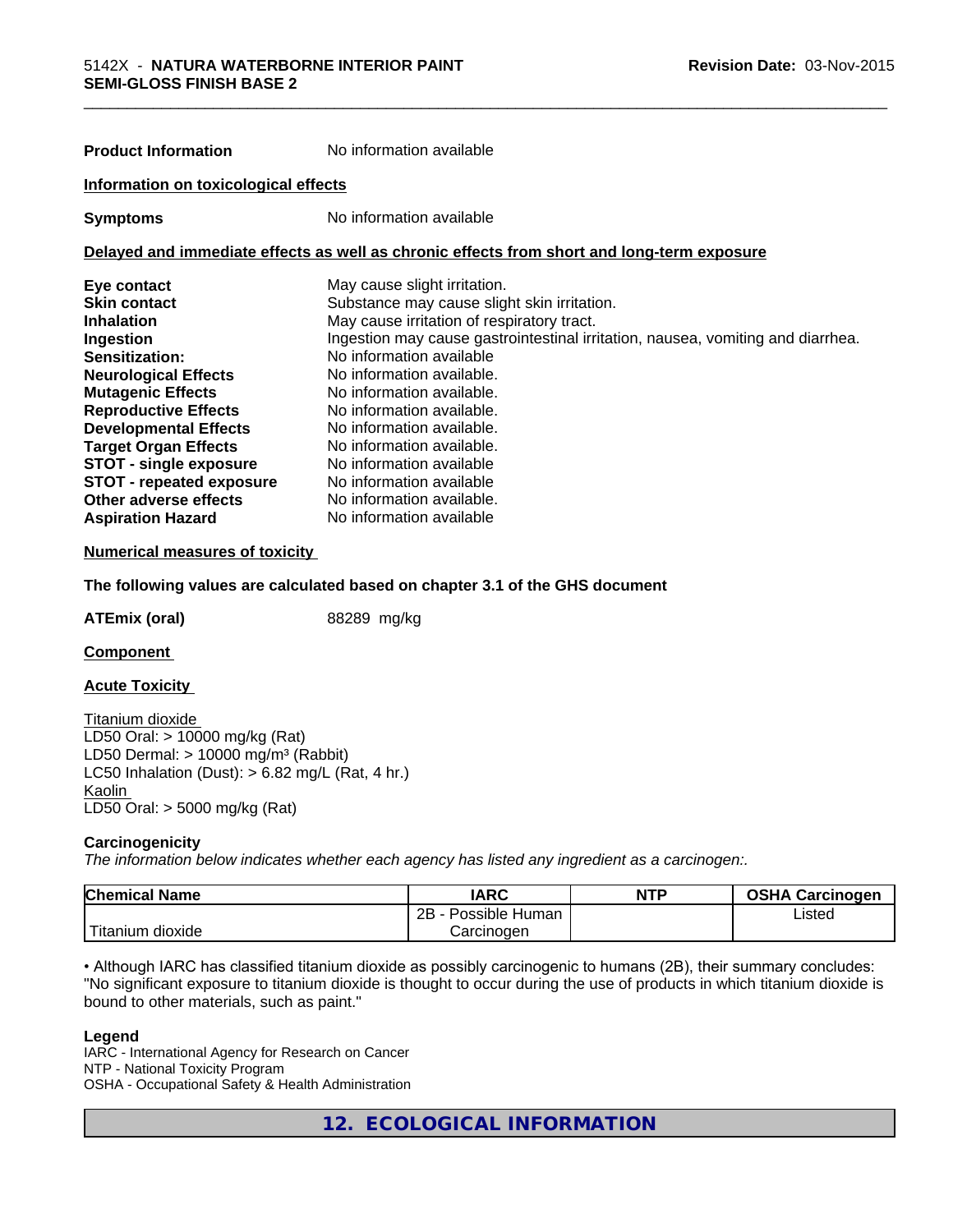**Product Information** No information available

**Information on toxicological effects**

**Symptoms** No information available

**Delayed and immediate effects as well as chronic effects from short and long-term exposure**

| | |
|---|---|
| **Eye contact** | May cause slight irritation. |
| **Skin contact** | Substance may cause slight skin irritation. |
| **Inhalation** | May cause irritation of respiratory tract. |
| **Ingestion** | Ingestion may cause gastrointestinal irritation, nausea, vomiting and diarrhea. |
| **Sensitization:** | No information available |
| **Neurological Effects** | No information available. |
| **Mutagenic Effects** | No information available. |
| **Reproductive Effects** | No information available. |
| **Developmental Effects** | No information available. |
| **Target Organ Effects** | No information available. |
| **STOT - single exposure** | No information available |
| **STOT - repeated exposure** | No information available |
| **Other adverse effects** | No information available. |
| **Aspiration Hazard** | No information available |

**Numerical measures of toxicity**

**The following values are calculated based on chapter 3.1 of the GHS document**

**ATEmix (oral)** 88289 mg/kg

**Component**

**Acute Toxicity**

Titanium dioxide
LD50 Oral: > 10000 mg/kg (Rat)
LD50 Dermal: > 10000 mg/m³ (Rabbit)
LC50 Inhalation (Dust): > 6.82 mg/L (Rat, 4 hr.)
Kaolin
LD50 Oral: > 5000 mg/kg (Rat)

**Carcinogenicity**

*The information below indicates whether each agency has listed any ingredient as a carcinogen:.*

| Chemical Name | IARC | NTP | OSHA Carcinogen |
|---|---|---|---|
| Titanium dioxide | 2B - Possible Human Carcinogen | | Listed |

• Although IARC has classified titanium dioxide as possibly carcinogenic to humans (2B), their summary concludes: "No significant exposure to titanium dioxide is thought to occur during the use of products in which titanium dioxide is bound to other materials, such as paint."

**Legend**

IARC - International Agency for Research on Cancer
NTP - National Toxicity Program
OSHA - Occupational Safety & Health Administration

## 12. ECOLOGICAL INFORMATION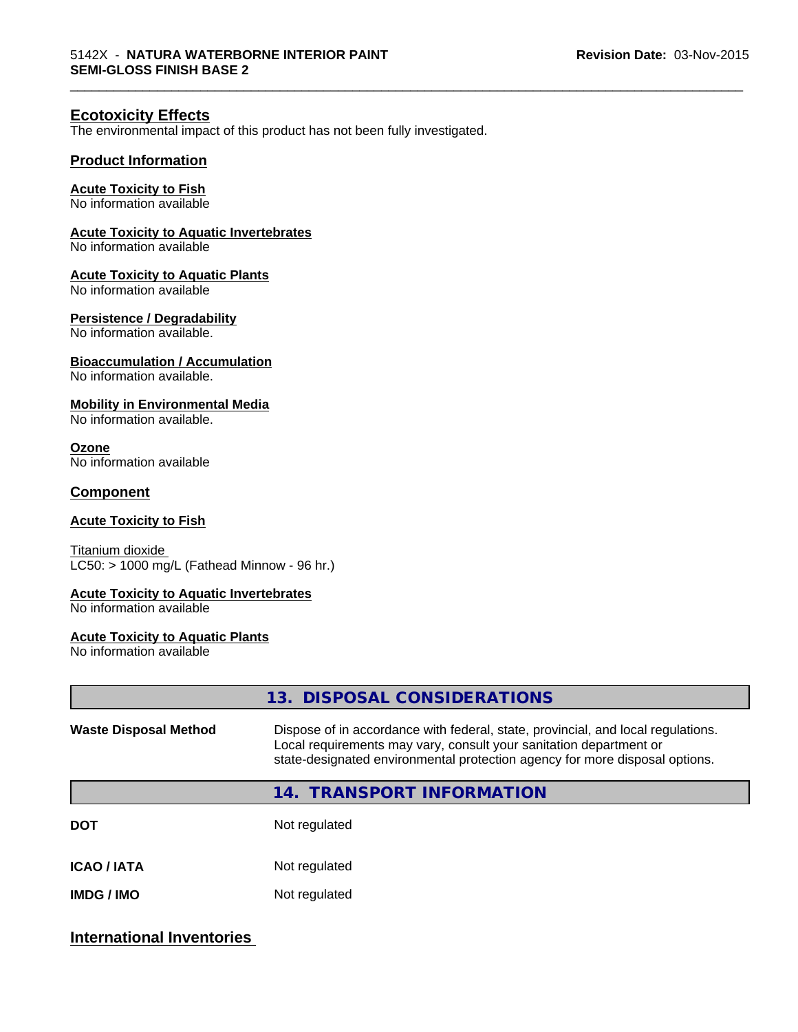## Ecotoxicity Effects

The environmental impact of this product has not been fully investigated.

### Product Information

**Acute Toxicity to Fish**
No information available

**Acute Toxicity to Aquatic Invertebrates**
No information available

**Acute Toxicity to Aquatic Plants**
No information available

**Persistence / Degradability**
No information available.

**Bioaccumulation / Accumulation**
No information available.

**Mobility in Environmental Media**
No information available.

**Ozone**
No information available

### Component

**Acute Toxicity to Fish**

Titanium dioxide
LC50: > 1000 mg/L (Fathead Minnow - 96 hr.)

**Acute Toxicity to Aquatic Invertebrates**
No information available

**Acute Toxicity to Aquatic Plants**
No information available

## 13. DISPOSAL CONSIDERATIONS

| | |
|---|---|
| **Waste Disposal Method** | Dispose of in accordance with federal, state, provincial, and local regulations. Local requirements may vary, consult your sanitation department or state-designated environmental protection agency for more disposal options. |

## 14. TRANSPORT INFORMATION

| | |
|---|---|
| **DOT** | Not regulated |
| **ICAO / IATA** | Not regulated |
| **IMDG / IMO** | Not regulated |

## International Inventories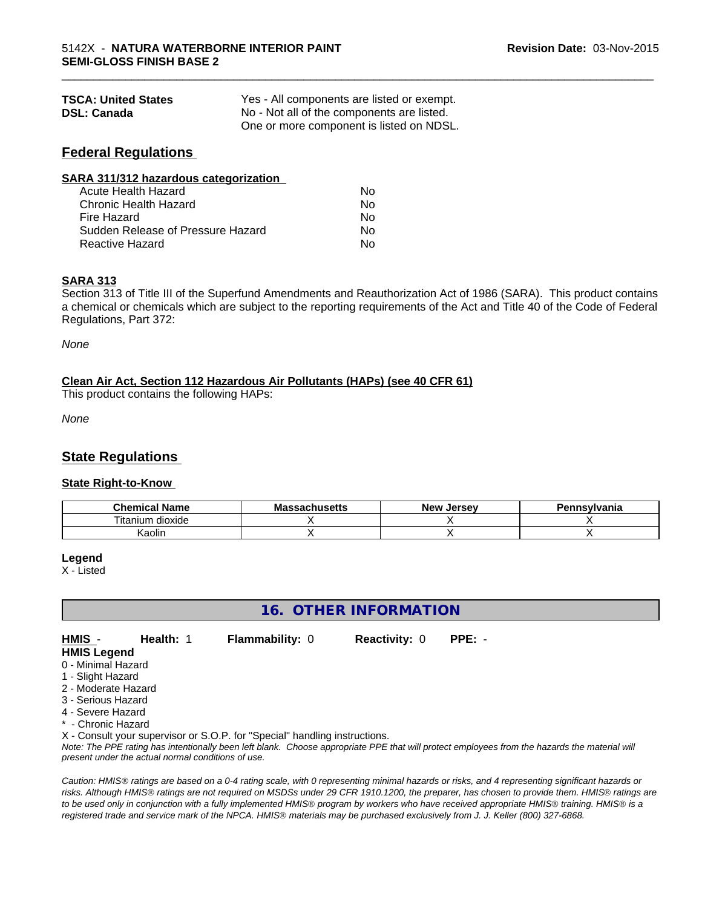| | |
|---|---|
| **TSCA: United States** | Yes - All components are listed or exempt. |
| **DSL: Canada** | No - Not all of the components are listed. One or more component is listed on NDSL. |

## Federal Regulations

**SARA 311/312 hazardous categorization**

| | |
|---|---|
| Acute Health Hazard | No |
| Chronic Health Hazard | No |
| Fire Hazard | No |
| Sudden Release of Pressure Hazard | No |
| Reactive Hazard | No |

**SARA 313**

Section 313 of Title III of the Superfund Amendments and Reauthorization Act of 1986 (SARA). This product contains a chemical or chemicals which are subject to the reporting requirements of the Act and Title 40 of the Code of Federal Regulations, Part 372:

*None*

**Clean Air Act, Section 112 Hazardous Air Pollutants (HAPs) (see 40 CFR 61)**

This product contains the following HAPs:

*None*

## State Regulations

**State Right-to-Know**

| Chemical Name | Massachusetts | New Jersey | Pennsylvania |
|---|---|---|---|
| Titanium dioxide | X | X | X |
| Kaolin | X | X | X |

**Legend**

X - Listed

## 16. OTHER INFORMATION

**HMIS** - **Health:** 1 **Flammability:** 0 **Reactivity:** 0 **PPE:** -

**HMIS Legend**

0 - Minimal Hazard
1 - Slight Hazard
2 - Moderate Hazard
3 - Serious Hazard
4 - Severe Hazard
* - Chronic Hazard
X - Consult your supervisor or S.O.P. for "Special" handling instructions.

*Note: The PPE rating has intentionally been left blank. Choose appropriate PPE that will protect employees from the hazards the material will present under the actual normal conditions of use.*

*Caution: HMIS® ratings are based on a 0-4 rating scale, with 0 representing minimal hazards or risks, and 4 representing significant hazards or risks. Although HMIS® ratings are not required on MSDSs under 29 CFR 1910.1200, the preparer, has chosen to provide them. HMIS® ratings are to be used only in conjunction with a fully implemented HMIS® program by workers who have received appropriate HMIS® training. HMIS® is a registered trade and service mark of the NPCA. HMIS® materials may be purchased exclusively from J. J. Keller (800) 327-6868.*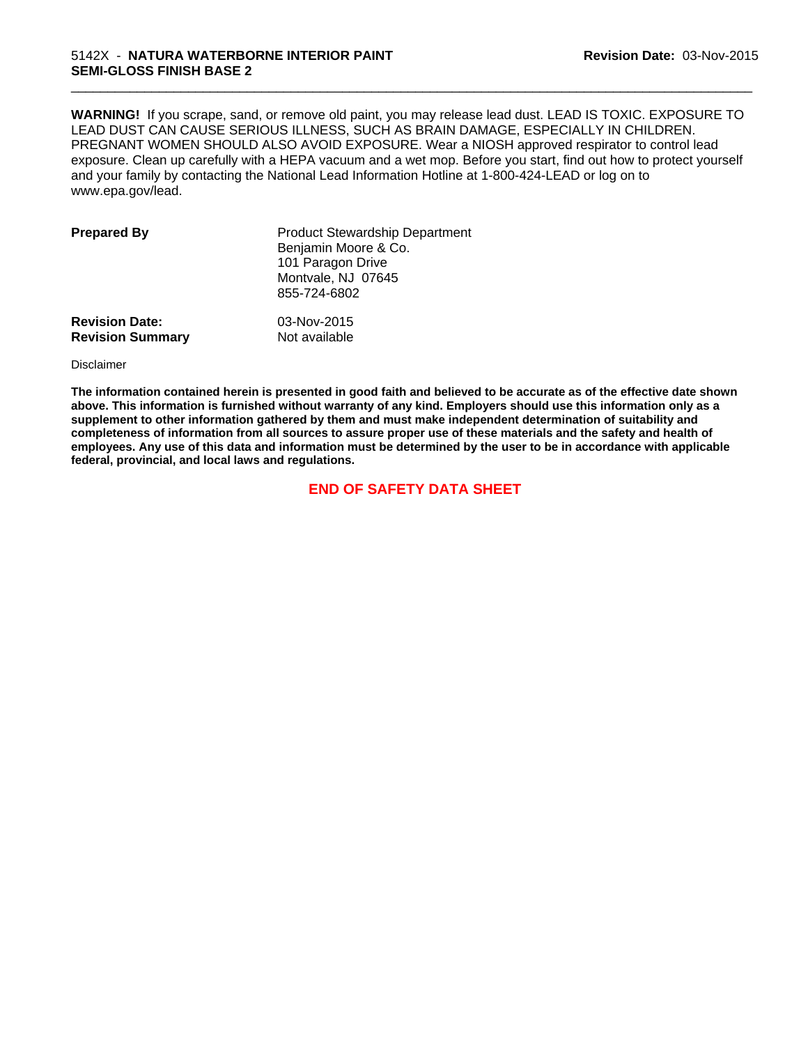**WARNING!** If you scrape, sand, or remove old paint, you may release lead dust. LEAD IS TOXIC. EXPOSURE TO LEAD DUST CAN CAUSE SERIOUS ILLNESS, SUCH AS BRAIN DAMAGE, ESPECIALLY IN CHILDREN. PREGNANT WOMEN SHOULD ALSO AVOID EXPOSURE. Wear a NIOSH approved respirator to control lead exposure. Clean up carefully with a HEPA vacuum and a wet mop. Before you start, find out how to protect yourself and your family by contacting the National Lead Information Hotline at 1-800-424-LEAD or log on to www.epa.gov/lead.

| | |
|---|---|
| **Prepared By** | Product Stewardship Department<br>Benjamin Moore & Co.<br>101 Paragon Drive<br>Montvale, NJ 07645<br>855-724-6802 |
| **Revision Date:** | 03-Nov-2015 |
| **Revision Summary** | Not available |

Disclaimer

**The information contained herein is presented in good faith and believed to be accurate as of the effective date shown above. This information is furnished without warranty of any kind. Employers should use this information only as a supplement to other information gathered by them and must make independent determination of suitability and completeness of information from all sources to assure proper use of these materials and the safety and health of employees. Any use of this data and information must be determined by the user to be in accordance with applicable federal, provincial, and local laws and regulations.**

**END OF SAFETY DATA SHEET**